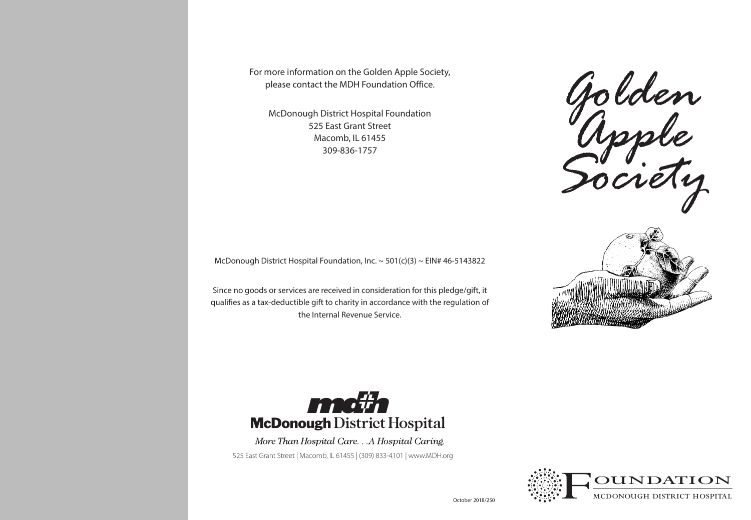For more information on the Golden Apple Society, please contact the MDH Foundation Office.

McDonough District Hospital Foundation
525 East Grant Street
Macomb, IL 61455
309-836-1757

McDonough District Hospital Foundation, Inc. ~ 501(c)(3) ~ EIN# 46-5143822

Since no goods or services are received in consideration for this pledge/gift, it qualifies as a tax-deductible gift to charity in accordance with the regulation of the Internal Revenue Service.

**McDonough** District Hospital

*More Than Hospital Care. . .A Hospital Caring.*

525 East Grant Street | Macomb, IL 61455 | (309) 833-4101 | www.MDH.org

October 2018/250

# Golden Apple Society

FOUNDATION
MCDONOUGH DISTRICT HOSPITAL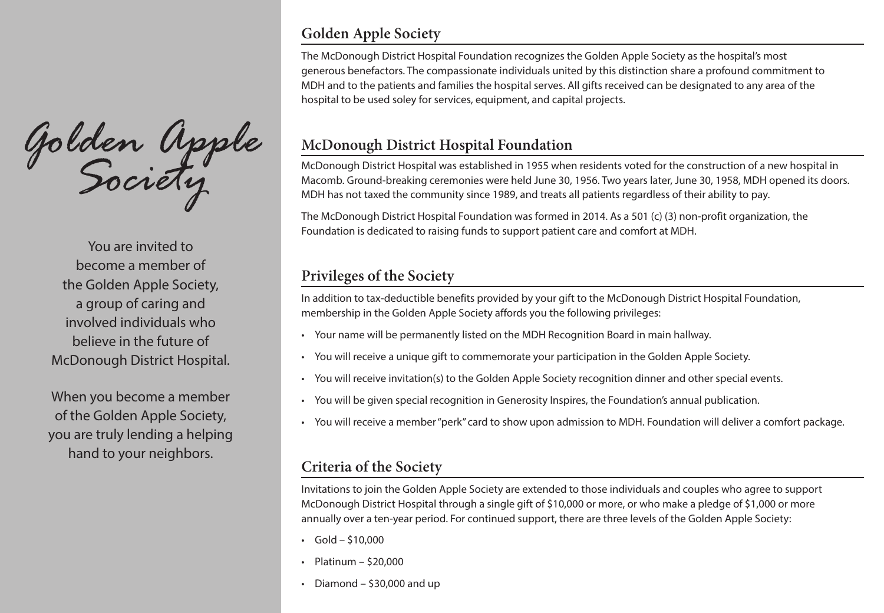# Golden Apple Society

You are invited to become a member of the Golden Apple Society, a group of caring and involved individuals who believe in the future of McDonough District Hospital.

When you become a member of the Golden Apple Society, you are truly lending a helping hand to your neighbors.

## Golden Apple Society

The McDonough District Hospital Foundation recognizes the Golden Apple Society as the hospital's most generous benefactors. The compassionate individuals united by this distinction share a profound commitment to MDH and to the patients and families the hospital serves. All gifts received can be designated to any area of the hospital to be used soley for services, equipment, and capital projects.

## McDonough District Hospital Foundation

McDonough District Hospital was established in 1955 when residents voted for the construction of a new hospital in Macomb. Ground-breaking ceremonies were held June 30, 1956. Two years later, June 30, 1958, MDH opened its doors. MDH has not taxed the community since 1989, and treats all patients regardless of their ability to pay.

The McDonough District Hospital Foundation was formed in 2014. As a 501 (c) (3) non-profit organization, the Foundation is dedicated to raising funds to support patient care and comfort at MDH.

## Privileges of the Society

In addition to tax-deductible benefits provided by your gift to the McDonough District Hospital Foundation, membership in the Golden Apple Society affords you the following privileges:

- Your name will be permanently listed on the MDH Recognition Board in main hallway.
- You will receive a unique gift to commemorate your participation in the Golden Apple Society.
- You will receive invitation(s) to the Golden Apple Society recognition dinner and other special events.
- You will be given special recognition in Generosity Inspires, the Foundation's annual publication.
- You will receive a member "perk" card to show upon admission to MDH. Foundation will deliver a comfort package.

## Criteria of the Society

Invitations to join the Golden Apple Society are extended to those individuals and couples who agree to support McDonough District Hospital through a single gift of $10,000 or more, or who make a pledge of $1,000 or more annually over a ten-year period. For continued support, there are three levels of the Golden Apple Society:

- Gold – $10,000
- Platinum – $20,000
- Diamond – $30,000 and up